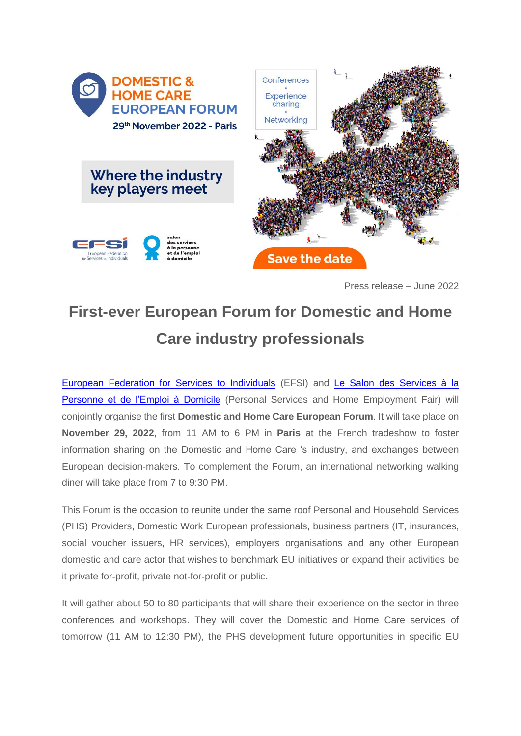DOMESTIC & HOME CARE EUROPEAN FORUM

29th November 2022 - Paris

Where the industry key players meet

Conferences • Experience sharing • Networking

Save the date

Press release – June 2022

# First-ever European Forum for Domestic and Home Care industry professionals

European Federation for Services to Individuals (EFSI) and Le Salon des Services à la Personne et de l'Emploi à Domicile (Personal Services and Home Employment Fair) will conjointly organise the first **Domestic and Home Care European Forum**. It will take place on **November 29, 2022**, from 11 AM to 6 PM in **Paris** at the French tradeshow to foster information sharing on the Domestic and Home Care 's industry, and exchanges between European decision-makers. To complement the Forum, an international networking walking diner will take place from 7 to 9:30 PM.

This Forum is the occasion to reunite under the same roof Personal and Household Services (PHS) Providers, Domestic Work European professionals, business partners (IT, insurances, social voucher issuers, HR services), employers organisations and any other European domestic and care actor that wishes to benchmark EU initiatives or expand their activities be it private for-profit, private not-for-profit or public.

It will gather about 50 to 80 participants that will share their experience on the sector in three conferences and workshops. They will cover the Domestic and Home Care services of tomorrow (11 AM to 12:30 PM), the PHS development future opportunities in specific EU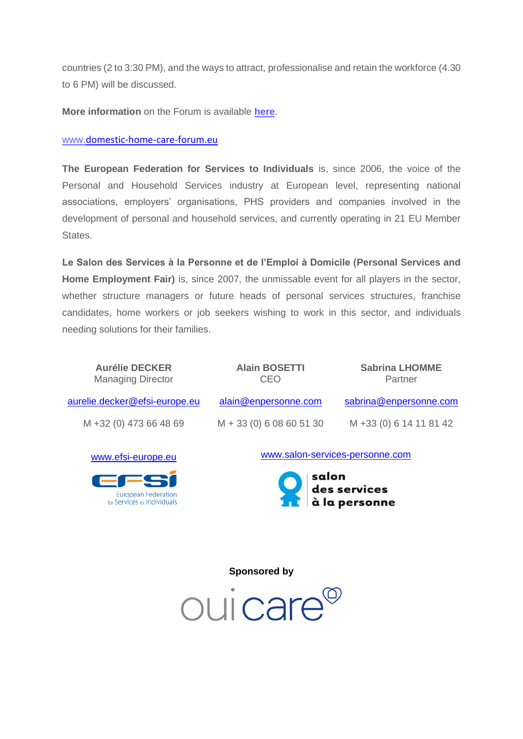countries (2 to 3:30 PM), and the ways to attract, professionalise and retain the workforce (4.30 to 6 PM) will be discussed.

**More information** on the Forum is available **here**.

www.domestic-home-care-forum.eu

**The European Federation for Services to Individuals** is, since 2006, the voice of the Personal and Household Services industry at European level, representing national associations, employers' organisations, PHS providers and companies involved in the development of personal and household services, and currently operating in 21 EU Member States.

**Le Salon des Services à la Personne et de l'Emploi à Domicile (Personal Services and Home Employment Fair)** is, since 2007, the unmissable event for all players in the sector, whether structure managers or future heads of personal services structures, franchise candidates, home workers or job seekers wishing to work in this sector, and individuals needing solutions for their families.

| | | |
|---|---|---|
| **Aurélie DECKER**<br>Managing Director | **Alain BOSETTI**<br>CEO | **Sabrina LHOMME**<br>Partner |
| aurelie.decker@efsi-europe.eu | alain@enpersonne.com | sabrina@enpersonne.com |
| M +32 (0) 473 66 48 69 | M + 33 (0) 6 08 60 51 30 | M +33 (0) 6 14 11 81 42 |

www.efsi-europe.eu

EFSI
European Federation for Services to Individuals

www.salon-services-personne.com

salon des services à la personne

**Sponsored by**

oui care